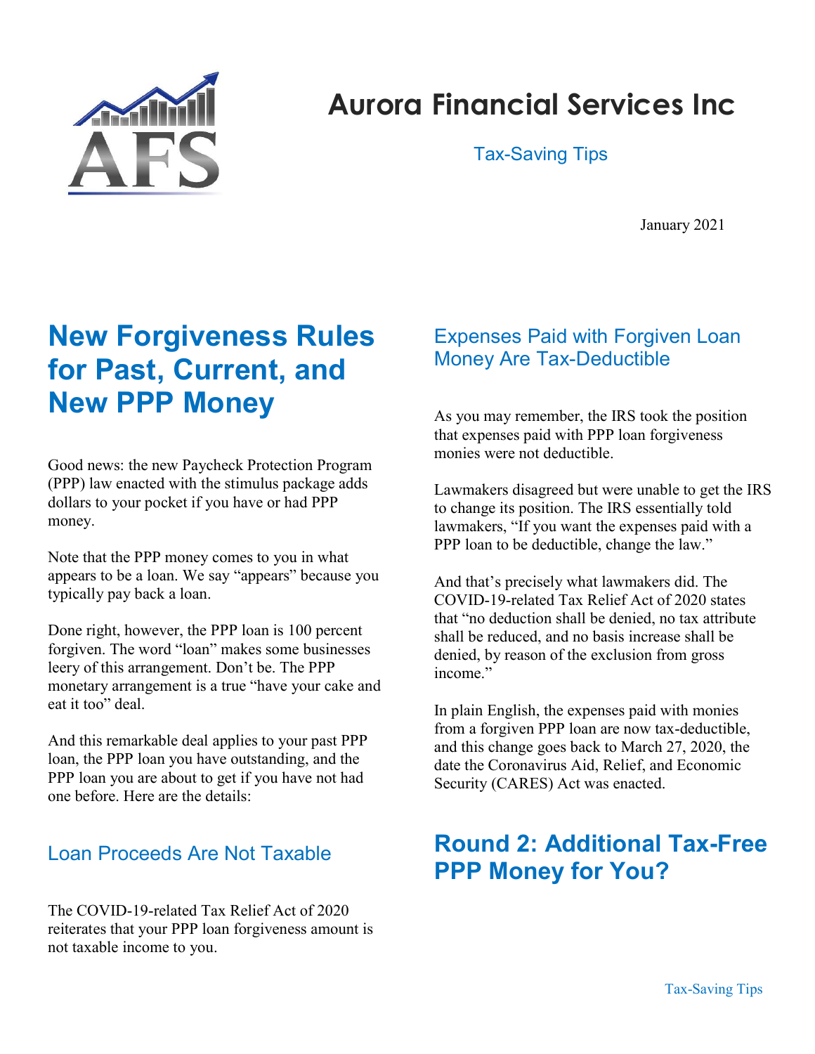# Aurora Financial Services Inc

Tax-Saving Tips

January 2021

## New Forgiveness Rules for Past, Current, and New PPP Money

Good news: the new Paycheck Protection Program (PPP) law enacted with the stimulus package adds dollars to your pocket if you have or had PPP money.

Note that the PPP money comes to you in what appears to be a loan. We say "appears" because you typically pay back a loan.

Done right, however, the PPP loan is 100 percent forgiven. The word "loan" makes some businesses leery of this arrangement. Don't be. The PPP monetary arrangement is a true "have your cake and eat it too" deal.

And this remarkable deal applies to your past PPP loan, the PPP loan you have outstanding, and the PPP loan you are about to get if you have not had one before. Here are the details:

### Loan Proceeds Are Not Taxable

The COVID-19-related Tax Relief Act of 2020 reiterates that your PPP loan forgiveness amount is not taxable income to you.

### Expenses Paid with Forgiven Loan Money Are Tax-Deductible

As you may remember, the IRS took the position that expenses paid with PPP loan forgiveness monies were not deductible.

Lawmakers disagreed but were unable to get the IRS to change its position. The IRS essentially told lawmakers, "If you want the expenses paid with a PPP loan to be deductible, change the law."

And that's precisely what lawmakers did. The COVID-19-related Tax Relief Act of 2020 states that "no deduction shall be denied, no tax attribute shall be reduced, and no basis increase shall be denied, by reason of the exclusion from gross income."

In plain English, the expenses paid with monies from a forgiven PPP loan are now tax-deductible, and this change goes back to March 27, 2020, the date the Coronavirus Aid, Relief, and Economic Security (CARES) Act was enacted.

## Round 2: Additional Tax-Free PPP Money for You?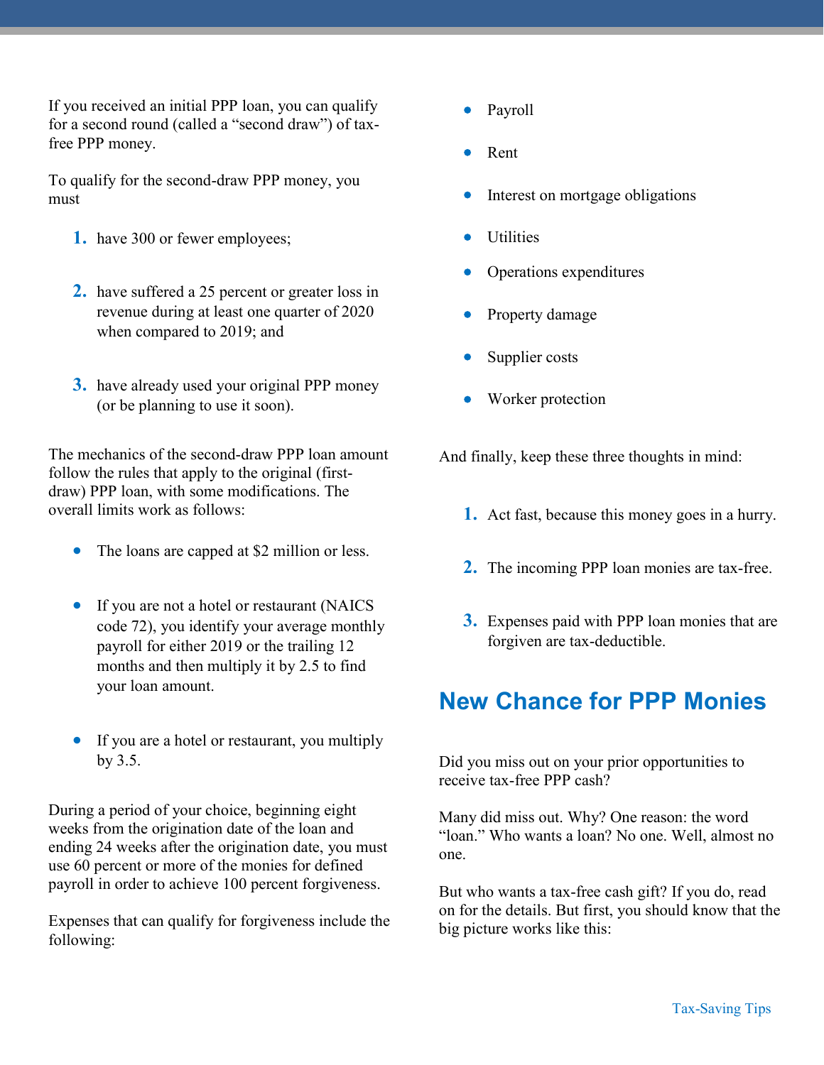If you received an initial PPP loan, you can qualify for a second round (called a "second draw") of tax-free PPP money.

To qualify for the second-draw PPP money, you must

1. have 300 or fewer employees;
2. have suffered a 25 percent or greater loss in revenue during at least one quarter of 2020 when compared to 2019; and
3. have already used your original PPP money (or be planning to use it soon).

The mechanics of the second-draw PPP loan amount follow the rules that apply to the original (first-draw) PPP loan, with some modifications. The overall limits work as follows:

- The loans are capped at $2 million or less.
- If you are not a hotel or restaurant (NAICS code 72), you identify your average monthly payroll for either 2019 or the trailing 12 months and then multiply it by 2.5 to find your loan amount.
- If you are a hotel or restaurant, you multiply by 3.5.

During a period of your choice, beginning eight weeks from the origination date of the loan and ending 24 weeks after the origination date, you must use 60 percent or more of the monies for defined payroll in order to achieve 100 percent forgiveness.

Expenses that can qualify for forgiveness include the following:

- Payroll
- Rent
- Interest on mortgage obligations
- Utilities
- Operations expenditures
- Property damage
- Supplier costs
- Worker protection

And finally, keep these three thoughts in mind:

1. Act fast, because this money goes in a hurry.
2. The incoming PPP loan monies are tax-free.
3. Expenses paid with PPP loan monies that are forgiven are tax-deductible.

## New Chance for PPP Monies

Did you miss out on your prior opportunities to receive tax-free PPP cash?

Many did miss out. Why? One reason: the word "loan." Who wants a loan? No one. Well, almost no one.

But who wants a tax-free cash gift? If you do, read on for the details. But first, you should know that the big picture works like this: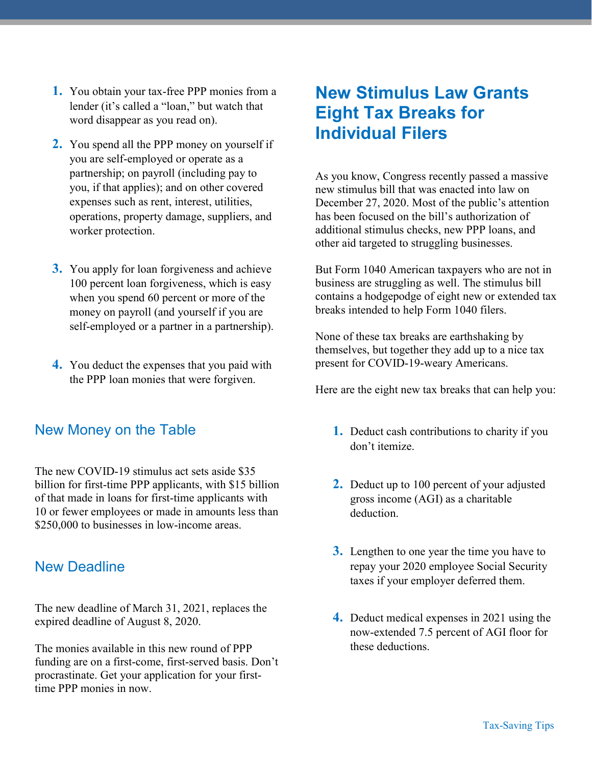1. You obtain your tax-free PPP monies from a lender (it's called a "loan," but watch that word disappear as you read on).

2. You spend all the PPP money on yourself if you are self-employed or operate as a partnership; on payroll (including pay to you, if that applies); and on other covered expenses such as rent, interest, utilities, operations, property damage, suppliers, and worker protection.

3. You apply for loan forgiveness and achieve 100 percent loan forgiveness, which is easy when you spend 60 percent or more of the money on payroll (and yourself if you are self-employed or a partner in a partnership).

4. You deduct the expenses that you paid with the PPP loan monies that were forgiven.

### New Money on the Table

The new COVID-19 stimulus act sets aside $35 billion for first-time PPP applicants, with $15 billion of that made in loans for first-time applicants with 10 or fewer employees or made in amounts less than $250,000 to businesses in low-income areas.

### New Deadline

The new deadline of March 31, 2021, replaces the expired deadline of August 8, 2020.

The monies available in this new round of PPP funding are on a first-come, first-served basis. Don't procrastinate. Get your application for your first-time PPP monies in now.

## New Stimulus Law Grants Eight Tax Breaks for Individual Filers

As you know, Congress recently passed a massive new stimulus bill that was enacted into law on December 27, 2020. Most of the public's attention has been focused on the bill's authorization of additional stimulus checks, new PPP loans, and other aid targeted to struggling businesses.

But Form 1040 American taxpayers who are not in business are struggling as well. The stimulus bill contains a hodgepodge of eight new or extended tax breaks intended to help Form 1040 filers.

None of these tax breaks are earthshaking by themselves, but together they add up to a nice tax present for COVID-19-weary Americans.

Here are the eight new tax breaks that can help you:

1. Deduct cash contributions to charity if you don't itemize.

2. Deduct up to 100 percent of your adjusted gross income (AGI) as a charitable deduction.

3. Lengthen to one year the time you have to repay your 2020 employee Social Security taxes if your employer deferred them.

4. Deduct medical expenses in 2021 using the now-extended 7.5 percent of AGI floor for these deductions.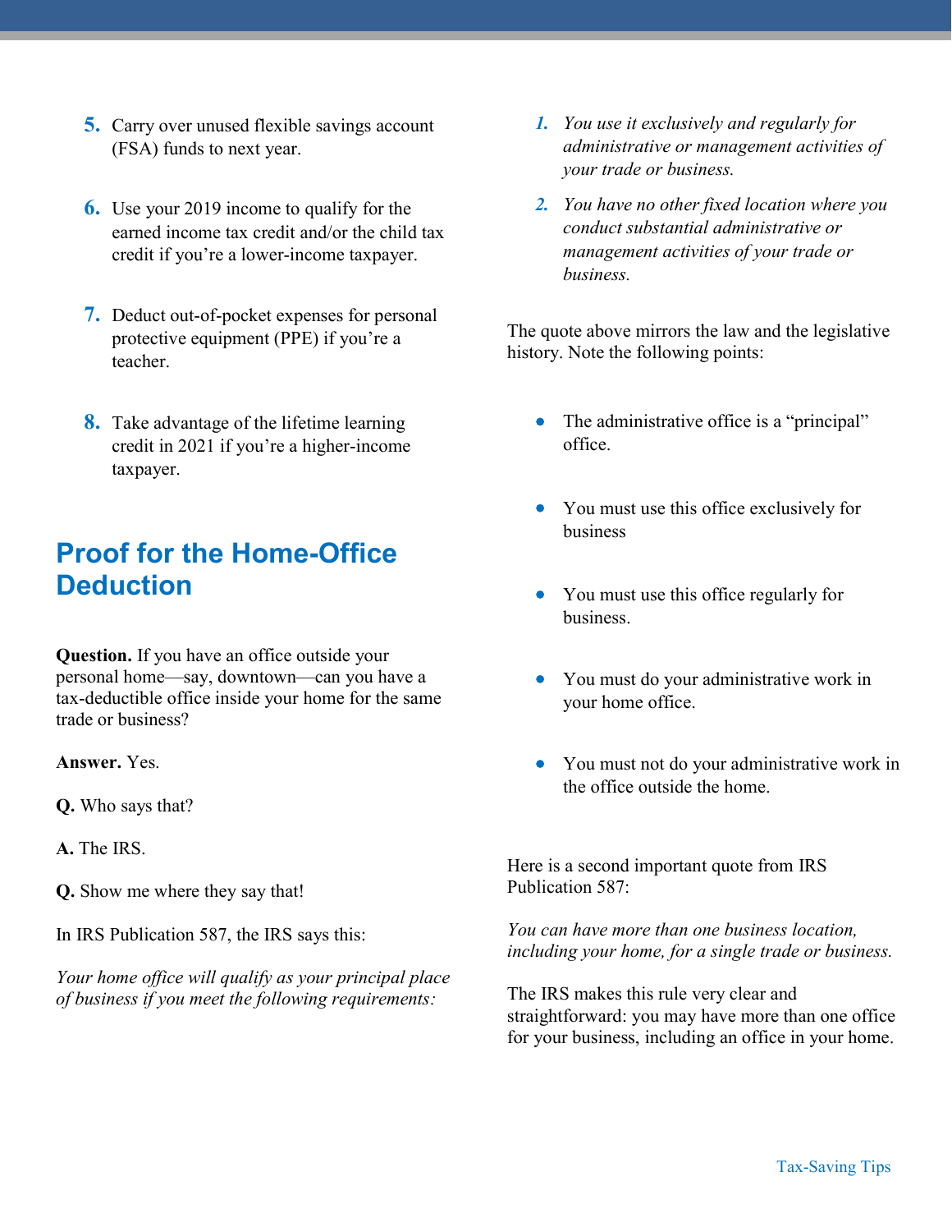5. Carry over unused flexible savings account (FSA) funds to next year.

6. Use your 2019 income to qualify for the earned income tax credit and/or the child tax credit if you're a lower-income taxpayer.

7. Deduct out-of-pocket expenses for personal protective equipment (PPE) if you're a teacher.

8. Take advantage of the lifetime learning credit in 2021 if you're a higher-income taxpayer.

## Proof for the Home-Office Deduction

**Question.** If you have an office outside your personal home—say, downtown—can you have a tax-deductible office inside your home for the same trade or business?

**Answer.** Yes.

**Q.** Who says that?

**A.** The IRS.

**Q.** Show me where they say that!

In IRS Publication 587, the IRS says this:

*Your home office will qualify as your principal place of business if you meet the following requirements:*

1. *You use it exclusively and regularly for administrative or management activities of your trade or business.*
2. *You have no other fixed location where you conduct substantial administrative or management activities of your trade or business.*

The quote above mirrors the law and the legislative history. Note the following points:

- The administrative office is a "principal" office.
- You must use this office exclusively for business
- You must use this office regularly for business.
- You must do your administrative work in your home office.
- You must not do your administrative work in the office outside the home.

Here is a second important quote from IRS Publication 587:

*You can have more than one business location, including your home, for a single trade or business.*

The IRS makes this rule very clear and straightforward: you may have more than one office for your business, including an office in your home.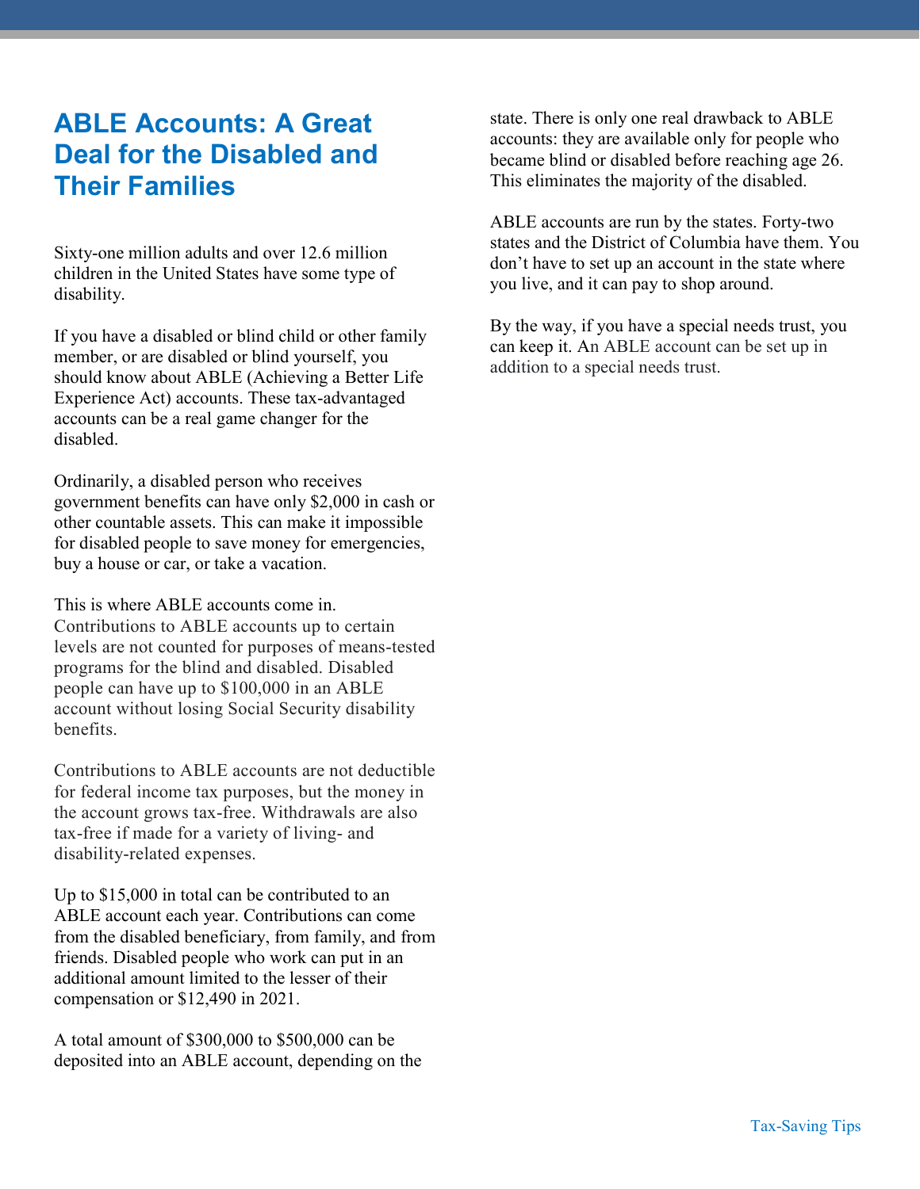# ABLE Accounts: A Great Deal for the Disabled and Their Families

Sixty-one million adults and over 12.6 million children in the United States have some type of disability.

If you have a disabled or blind child or other family member, or are disabled or blind yourself, you should know about ABLE (Achieving a Better Life Experience Act) accounts. These tax-advantaged accounts can be a real game changer for the disabled.

Ordinarily, a disabled person who receives government benefits can have only $2,000 in cash or other countable assets. This can make it impossible for disabled people to save money for emergencies, buy a house or car, or take a vacation.

This is where ABLE accounts come in. Contributions to ABLE accounts up to certain levels are not counted for purposes of means-tested programs for the blind and disabled. Disabled people can have up to $100,000 in an ABLE account without losing Social Security disability benefits.

Contributions to ABLE accounts are not deductible for federal income tax purposes, but the money in the account grows tax-free. Withdrawals are also tax-free if made for a variety of living- and disability-related expenses.

Up to $15,000 in total can be contributed to an ABLE account each year. Contributions can come from the disabled beneficiary, from family, and from friends. Disabled people who work can put in an additional amount limited to the lesser of their compensation or $12,490 in 2021.

A total amount of $300,000 to $500,000 can be deposited into an ABLE account, depending on the state. There is only one real drawback to ABLE accounts: they are available only for people who became blind or disabled before reaching age 26. This eliminates the majority of the disabled.

ABLE accounts are run by the states. Forty-two states and the District of Columbia have them. You don't have to set up an account in the state where you live, and it can pay to shop around.

By the way, if you have a special needs trust, you can keep it. An ABLE account can be set up in addition to a special needs trust.